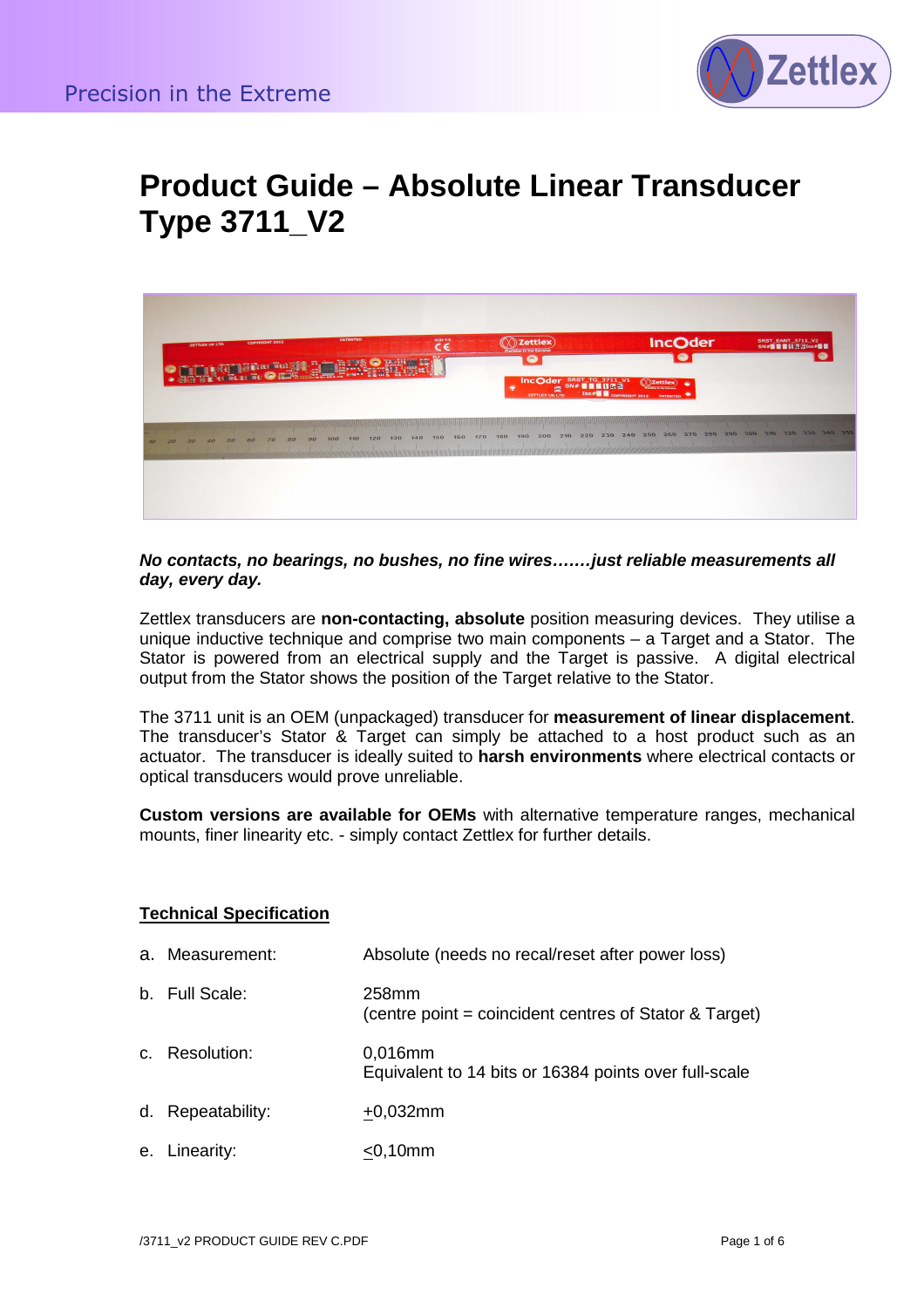# Product Guide – Absolute Linear Transducer Type 3711_V2

***No contacts, no bearings, no bushes, no fine wires…….just reliable measurements all day, every day.***

Zettlex transducers are **non-contacting, absolute** position measuring devices. They utilise a unique inductive technique and comprise two main components – a Target and a Stator. The Stator is powered from an electrical supply and the Target is passive. A digital electrical output from the Stator shows the position of the Target relative to the Stator.

The 3711 unit is an OEM (unpackaged) transducer for **measurement of linear displacement**. The transducer's Stator & Target can simply be attached to a host product such as an actuator. The transducer is ideally suited to **harsh environments** where electrical contacts or optical transducers would prove unreliable.

**Custom versions are available for OEMs** with alternative temperature ranges, mechanical mounts, finer linearity etc. - simply contact Zettlex for further details.

## Technical Specification

a. Measurement: Absolute (needs no recal/reset after power loss)

b. Full Scale: 258mm
(centre point = coincident centres of Stator & Target)

c. Resolution: 0,016mm
Equivalent to 14 bits or 16384 points over full-scale

d. Repeatability: ±0,032mm

e. Linearity: ≤0,10mm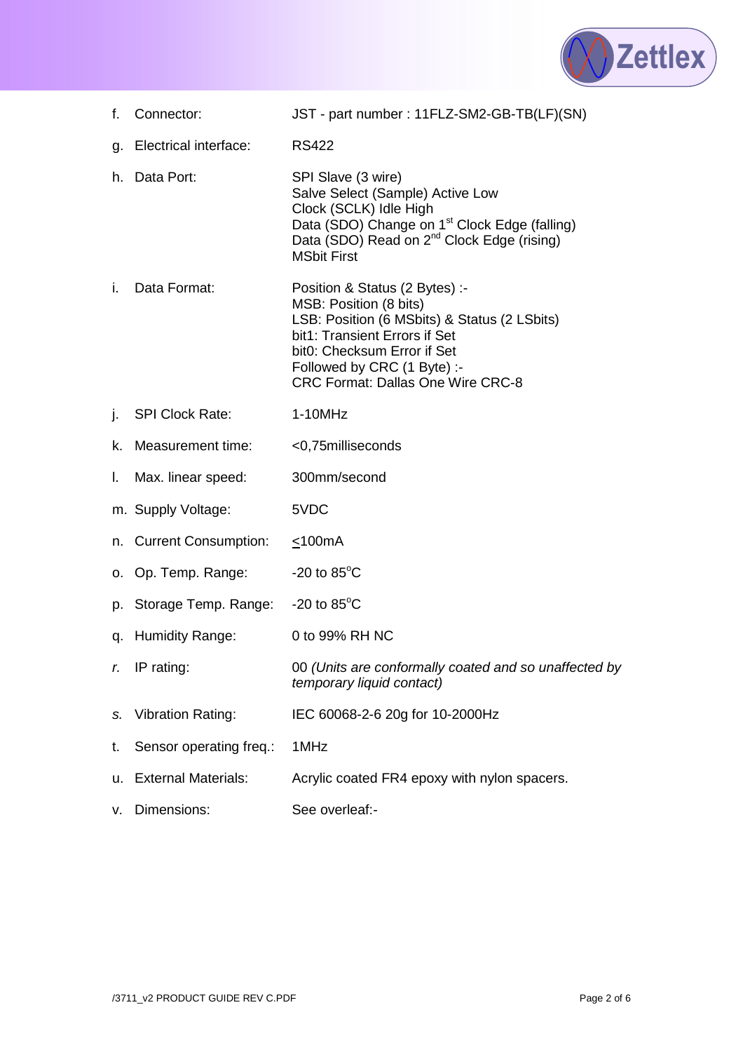f. Connector: JST - part number : 11FLZ-SM2-GB-TB(LF)(SN)

g. Electrical interface: RS422

h. Data Port: SPI Slave (3 wire)
Salve Select (Sample) Active Low
Clock (SCLK) Idle High
Data (SDO) Change on 1st Clock Edge (falling)
Data (SDO) Read on 2nd Clock Edge (rising)
MSbit First

i. Data Format: Position & Status (2 Bytes) :-
MSB: Position (8 bits)
LSB: Position (6 MSbits) & Status (2 LSbits)
bit1: Transient Errors if Set
bit0: Checksum Error if Set
Followed by CRC (1 Byte) :-
CRC Format: Dallas One Wire CRC-8

j. SPI Clock Rate: 1-10MHz

k. Measurement time: <0,75milliseconds

l. Max. linear speed: 300mm/second

m. Supply Voltage: 5VDC

n. Current Consumption: ≤100mA

o. Op. Temp. Range: -20 to 85°C

p. Storage Temp. Range: -20 to 85°C

q. Humidity Range: 0 to 99% RH NC

*r.* IP rating: 00 *(Units are conformally coated and so unaffected by temporary liquid contact)*

*s.* Vibration Rating: IEC 60068-2-6 20g for 10-2000Hz

t. Sensor operating freq.: 1MHz

u. External Materials: Acrylic coated FR4 epoxy with nylon spacers.

v. Dimensions: See overleaf:-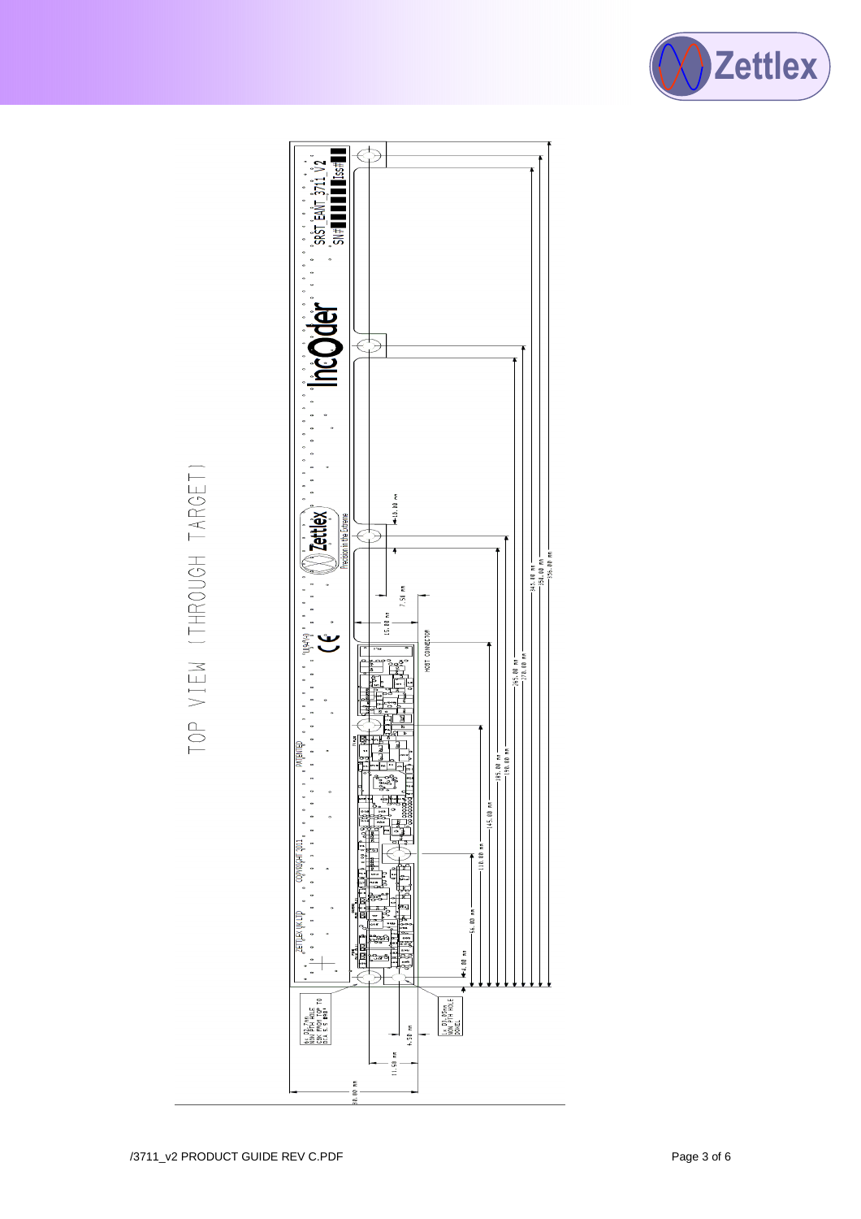TOP VIEW (THROUGH TARGET)

SRST_EANT_3711_V2

SN# Iss#

IncOder

Zettlex Precision in the Extreme

CE

PATENTED

COPYRIGHT 2011

ZETTLEX (UK) LTD

HOST CONNECTOR

6x D3.2mm NON PTH HOLE C'SK FROM TOP TO DIA 6 x 90°

1x D3.05mm NON PTH HOLE DOWEL

10.00 mm

7.50 mm

15.00 mm

4.00 mm

56.00 mm

110.00 mm

145.00 mm

185.00 mm

190.00 mm

265.00 mm

270.00 mm

345.00 mm

350.00 mm

356.00 mm

4.50 mm

11.50 mm

30.00 mm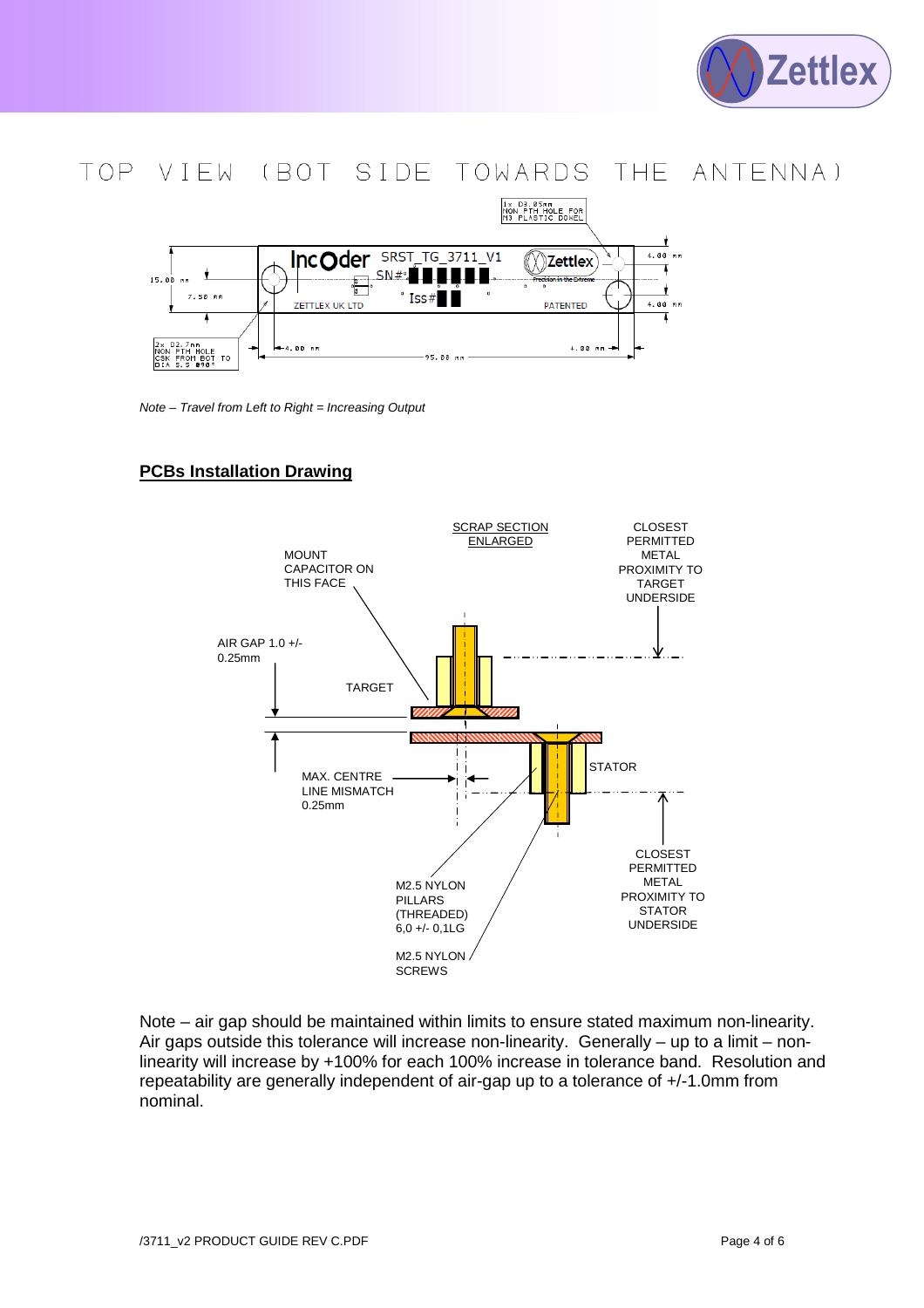# TOP VIEW (BOT SIDE TOWARDS THE ANTENNA)

1x D3.05mm NON PTH HOLE FOR M3 PLASTIC DOWEL

IncOder SRST_TG_3711_V1 SN# Iss# ZETTLEX UK LTD Zettlex Precision in the Extreme PATENTED

15.00 mm 7.50 mm 4.00 mm 4.00 mm 4.00 mm 95.00 mm 4.00 mm

2x D2.7mm NON PTH HOLE CSK FROM BOT TO DIA 5.5 @90°

*Note – Travel from Left to Right = Increasing Output*

## PCBs Installation Drawing

SCRAP SECTION ENLARGED

CLOSEST PERMITTED METAL PROXIMITY TO TARGET UNDERSIDE

MOUNT CAPACITOR ON THIS FACE

AIR GAP 1.0 +/- 0.25mm

TARGET

STATOR

MAX. CENTRE LINE MISMATCH 0.25mm

CLOSEST PERMITTED METAL PROXIMITY TO STATOR UNDERSIDE

M2.5 NYLON PILLARS (THREADED) 6,0 +/- 0,1LG

M2.5 NYLON SCREWS

Note – air gap should be maintained within limits to ensure stated maximum non-linearity. Air gaps outside this tolerance will increase non-linearity. Generally – up to a limit – non-linearity will increase by +100% for each 100% increase in tolerance band. Resolution and repeatability are generally independent of air-gap up to a tolerance of +/-1.0mm from nominal.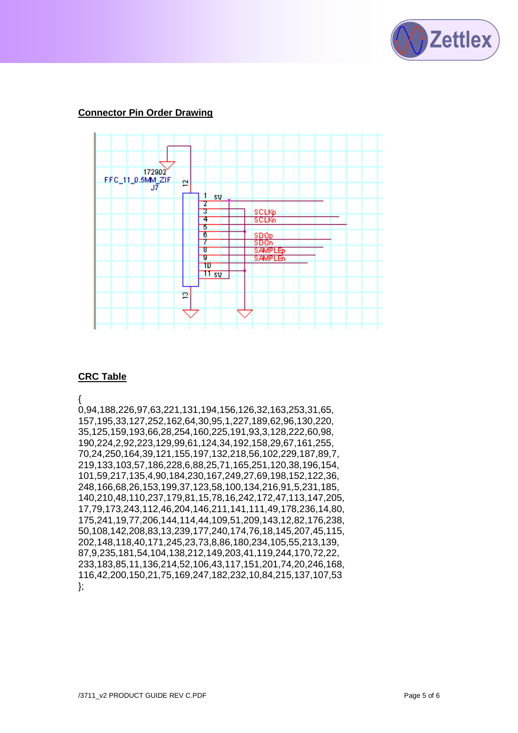## Connector Pin Order Drawing

## CRC Table

```
{
0,94,188,226,97,63,221,131,194,156,126,32,163,253,31,65,
157,195,33,127,252,162,64,30,95,1,227,189,62,96,130,220,
35,125,159,193,66,28,254,160,225,191,93,3,128,222,60,98,
190,224,2,92,223,129,99,61,124,34,192,158,29,67,161,255,
70,24,250,164,39,121,155,197,132,218,56,102,229,187,89,7,
219,133,103,57,186,228,6,88,25,71,165,251,120,38,196,154,
101,59,217,135,4,90,184,230,167,249,27,69,198,152,122,36,
248,166,68,26,153,199,37,123,58,100,134,216,91,5,231,185,
140,210,48,110,237,179,81,15,78,16,242,172,47,113,147,205,
17,79,173,243,112,46,204,146,211,141,111,49,178,236,14,80,
175,241,19,77,206,144,114,44,109,51,209,143,12,82,176,238,
50,108,142,208,83,13,239,177,240,174,76,18,145,207,45,115,
202,148,118,40,171,245,23,73,8,86,180,234,105,55,213,139,
87,9,235,181,54,104,138,212,149,203,41,119,244,170,72,22,
233,183,85,11,136,214,52,106,43,117,151,201,74,20,246,168,
116,42,200,150,21,75,169,247,182,232,10,84,215,137,107,53
};
```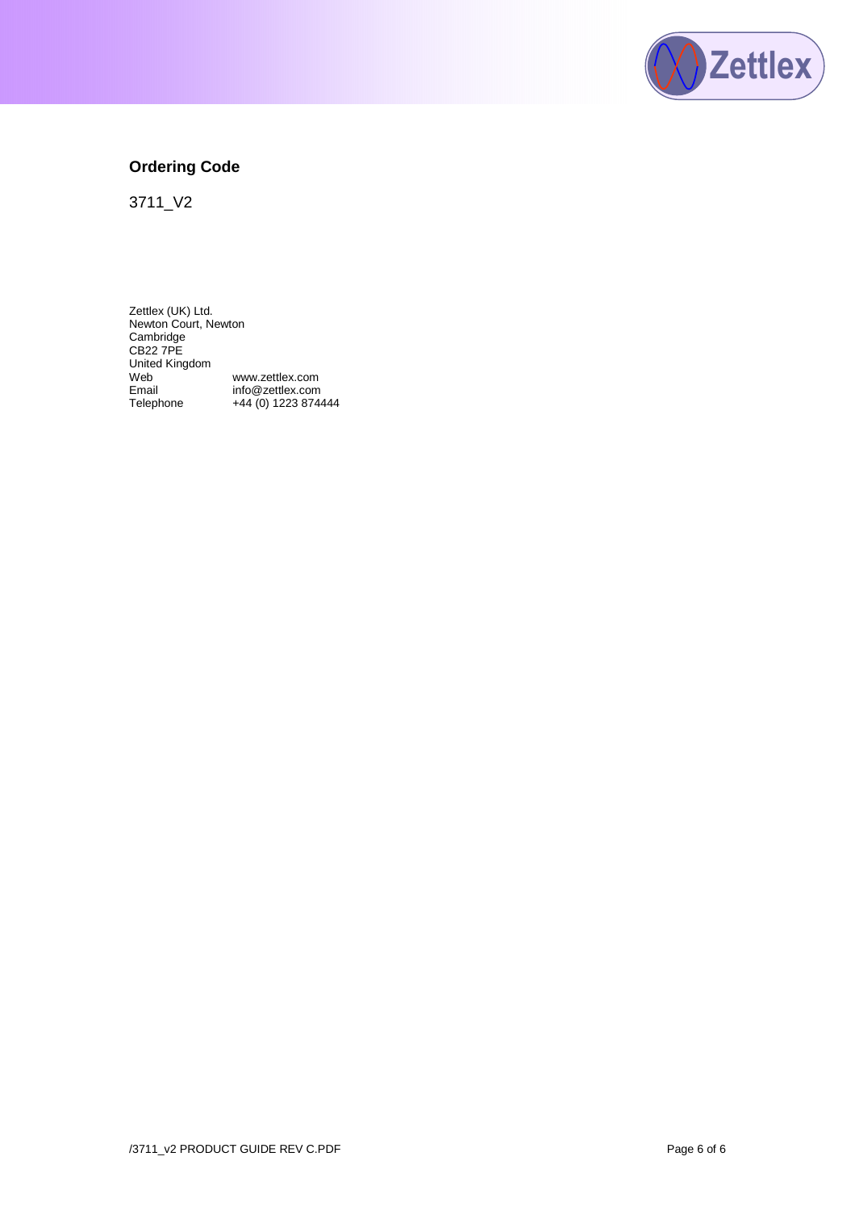## Ordering Code

3711_V2

Zettlex (UK) Ltd.
Newton Court, Newton
Cambridge
CB22 7PE
United Kingdom

| | |
|---|---|
| Web | www.zettlex.com |
| Email | info@zettlex.com |
| Telephone | +44 (0) 1223 874444 |